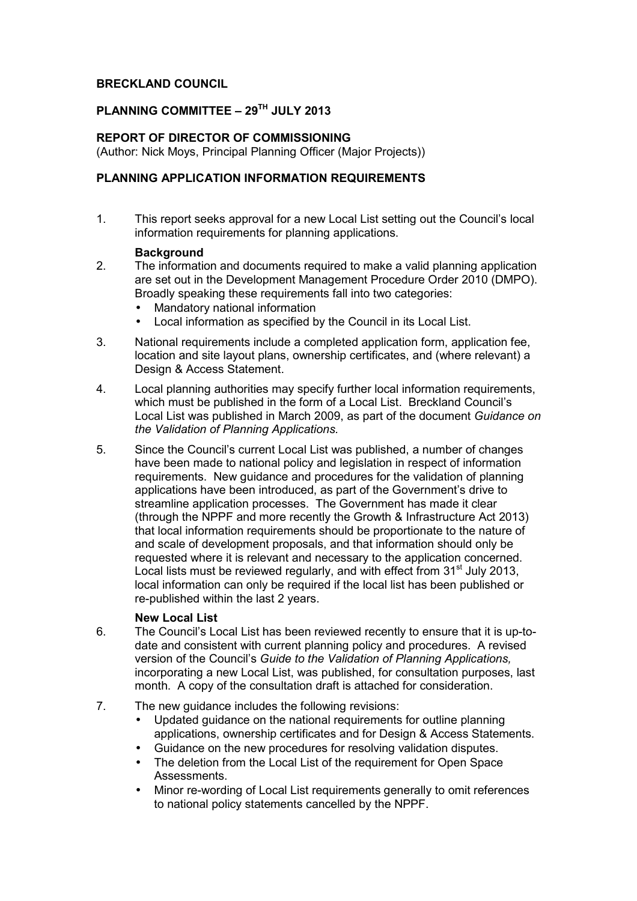**BRECKLAND COUNCIL**

**PLANNING COMMITTEE – 29TH JULY 2013**

**REPORT OF DIRECTOR OF COMMISSIONING**

(Author: Nick Moys, Principal Planning Officer (Major Projects))

**PLANNING APPLICATION INFORMATION REQUIREMENTS**

1. This report seeks approval for a new Local List setting out the Council's local information requirements for planning applications.

**Background**

2. The information and documents required to make a valid planning application are set out in the Development Management Procedure Order 2010 (DMPO). Broadly speaking these requirements fall into two categories:
   - Mandatory national information
   - Local information as specified by the Council in its Local List.

3. National requirements include a completed application form, application fee, location and site layout plans, ownership certificates, and (where relevant) a Design & Access Statement.

4. Local planning authorities may specify further local information requirements, which must be published in the form of a Local List. Breckland Council's Local List was published in March 2009, as part of the document *Guidance on the Validation of Planning Applications.*

5. Since the Council's current Local List was published, a number of changes have been made to national policy and legislation in respect of information requirements. New guidance and procedures for the validation of planning applications have been introduced, as part of the Government's drive to streamline application processes. The Government has made it clear (through the NPPF and more recently the Growth & Infrastructure Act 2013) that local information requirements should be proportionate to the nature of and scale of development proposals, and that information should only be requested where it is relevant and necessary to the application concerned. Local lists must be reviewed regularly, and with effect from 31st July 2013, local information can only be required if the local list has been published or re-published within the last 2 years.

**New Local List**

6. The Council's Local List has been reviewed recently to ensure that it is up-to-date and consistent with current planning policy and procedures. A revised version of the Council's *Guide to the Validation of Planning Applications,* incorporating a new Local List, was published, for consultation purposes, last month. A copy of the consultation draft is attached for consideration.

7. The new guidance includes the following revisions:
   - Updated guidance on the national requirements for outline planning applications, ownership certificates and for Design & Access Statements.
   - Guidance on the new procedures for resolving validation disputes.
   - The deletion from the Local List of the requirement for Open Space Assessments.
   - Minor re-wording of Local List requirements generally to omit references to national policy statements cancelled by the NPPF.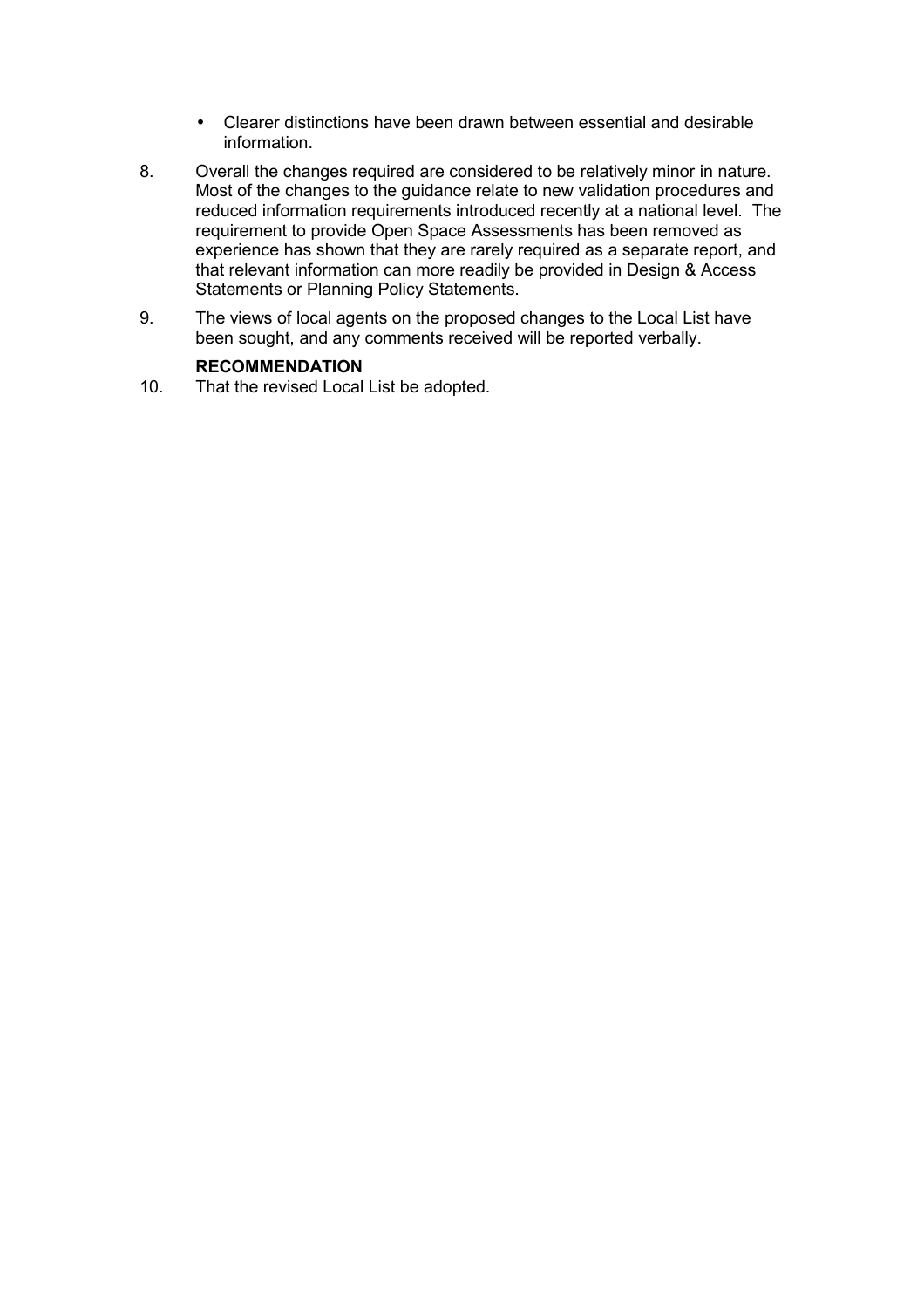- Clearer distinctions have been drawn between essential and desirable information.

8. Overall the changes required are considered to be relatively minor in nature. Most of the changes to the guidance relate to new validation procedures and reduced information requirements introduced recently at a national level. The requirement to provide Open Space Assessments has been removed as experience has shown that they are rarely required as a separate report, and that relevant information can more readily be provided in Design & Access Statements or Planning Policy Statements.

9. The views of local agents on the proposed changes to the Local List have been sought, and any comments received will be reported verbally.

**RECOMMENDATION**

10. That the revised Local List be adopted.